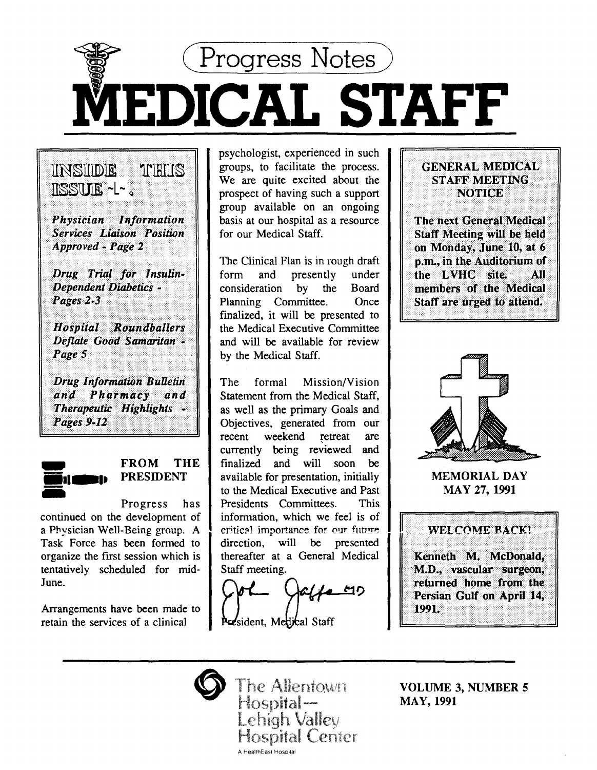# Progress Notes

# MEDICAL STAFF

## INSIDE THIS ISSUE

*Physician Information Services Liaison Position Approved - Page 2*

*Drug Trial for Insulin-Dependent Diabetics - Pages 2-3*

*Hospital Roundballers Deflate Good Samaritan - Page 5*

*Drug Information Bulletin and Pharmacy and Therapeutic Highlights - Pages 9-12*

## FROM THE PRESIDENT

Progress has continued on the development of a Physician Well-Being group. A Task Force has been formed to organize the first session which is tentatively scheduled for mid-June.

Arrangements have been made to retain the services of a clinical psychologist, experienced in such groups, to facilitate the process. We are quite excited about the prospect of having such a support group available on an ongoing basis at our hospital as a resource for our Medical Staff.

The Clinical Plan is in rough draft form and presently under consideration by the Board Planning Committee. Once finalized, it will be presented to the Medical Executive Committee and will be available for review by the Medical Staff.

The formal Mission/Vision Statement from the Medical Staff, as well as the primary Goals and Objectives, generated from our recent weekend retreat are currently being reviewed and finalized and will soon be available for presentation, initially to the Medical Executive and Past Presidents Committees. This information, which we feel is of critical importance for our future direction, will be presented thereafter at a General Medical Staff meeting.

Joel Jaffe MD

President, Medical Staff

## GENERAL MEDICAL STAFF MEETING NOTICE

**The next General Medical Staff Meeting will be held on Monday, June 10, at 6 p.m., in the Auditorium of the LVHC site. All members of the Medical Staff are urged to attend.**

**MEMORIAL DAY**
**MAY 27, 1991**

## WELCOME BACK!

**Kenneth M. McDonald, M.D., vascular surgeon, returned home from the Persian Gulf on April 14, 1991.**

The Allentown Hospital — Lehigh Valley Hospital Center
A HealthEast Hospital

**VOLUME 3, NUMBER 5**
**MAY, 1991**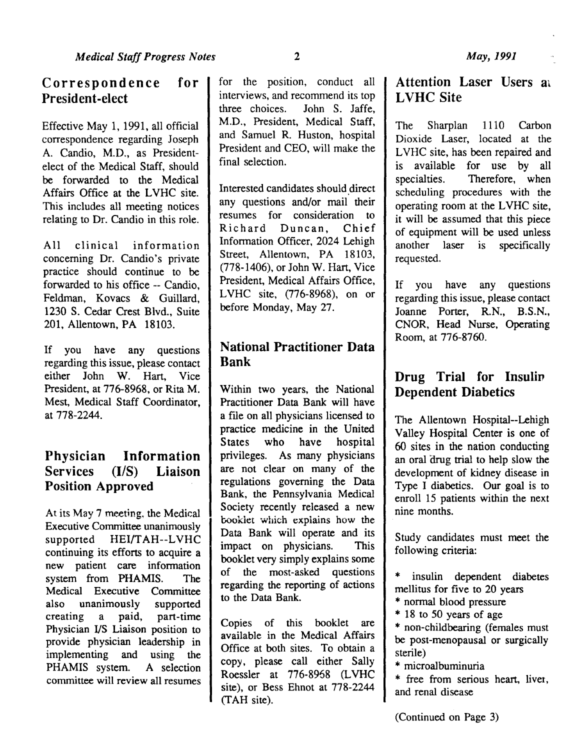## Correspondence for President-elect

Effective May 1, 1991, all official correspondence regarding Joseph A. Candio, M.D., as President-elect of the Medical Staff, should be forwarded to the Medical Affairs Office at the LVHC site. This includes all meeting notices relating to Dr. Candio in this role.

All clinical information concerning Dr. Candio's private practice should continue to be forwarded to his office -- Candio, Feldman, Kovacs & Guillard, 1230 S. Cedar Crest Blvd., Suite 201, Allentown, PA 18103.

If you have any questions regarding this issue, please contact either John W. Hart, Vice President, at 776-8968, or Rita M. Mest, Medical Staff Coordinator, at 778-2244.

## Physician Information Services (I/S) Liaison Position Approved

At its May 7 meeting, the Medical Executive Committee unanimously supported HEI/TAH--LVHC continuing its efforts to acquire a new patient care information system from PHAMIS. The Medical Executive Committee also unanimously supported creating a paid, part-time Physician I/S Liaison position to provide physician leadership in implementing and using the PHAMIS system. A selection committee will review all resumes for the position, conduct all interviews, and recommend its top three choices. John S. Jaffe, M.D., President, Medical Staff, and Samuel R. Huston, hospital President and CEO, will make the final selection.

Interested candidates should direct any questions and/or mail their resumes for consideration to Richard Duncan, Chief Information Officer, 2024 Lehigh Street, Allentown, PA 18103, (778-1406), or John W. Hart, Vice President, Medical Affairs Office, LVHC site, (776-8968), on or before Monday, May 27.

## National Practitioner Data Bank

Within two years, the National Practitioner Data Bank will have a file on all physicians licensed to practice medicine in the United States who have hospital privileges. As many physicians are not clear on many of the regulations governing the Data Bank, the Pennsylvania Medical Society recently released a new booklet which explains how the Data Bank will operate and its impact on physicians. This booklet very simply explains some of the most-asked questions regarding the reporting of actions to the Data Bank.

Copies of this booklet are available in the Medical Affairs Office at both sites. To obtain a copy, please call either Sally Roessler at 776-8968 (LVHC site), or Bess Ehnot at 778-2244 (TAH site).

## Attention Laser Users at LVHC Site

The Sharplan 1110 Carbon Dioxide Laser, located at the LVHC site, has been repaired and is available for use by all specialties. Therefore, when scheduling procedures with the operating room at the LVHC site, it will be assumed that this piece of equipment will be used unless another laser is specifically requested.

If you have any questions regarding this issue, please contact Joanne Porter, R.N., B.S.N., CNOR, Head Nurse, Operating Room, at 776-8760.

## Drug Trial for Insulin Dependent Diabetics

The Allentown Hospital--Lehigh Valley Hospital Center is one of 60 sites in the nation conducting an oral drug trial to help slow the development of kidney disease in Type I diabetics. Our goal is to enroll 15 patients within the next nine months.

Study candidates must meet the following criteria:

* insulin dependent diabetes mellitus for five to 20 years
* normal blood pressure
* 18 to 50 years of age
* non-childbearing (females must be post-menopausal or surgically sterile)
* microalbuminuria
* free from serious heart, liver, and renal disease

(Continued on Page 3)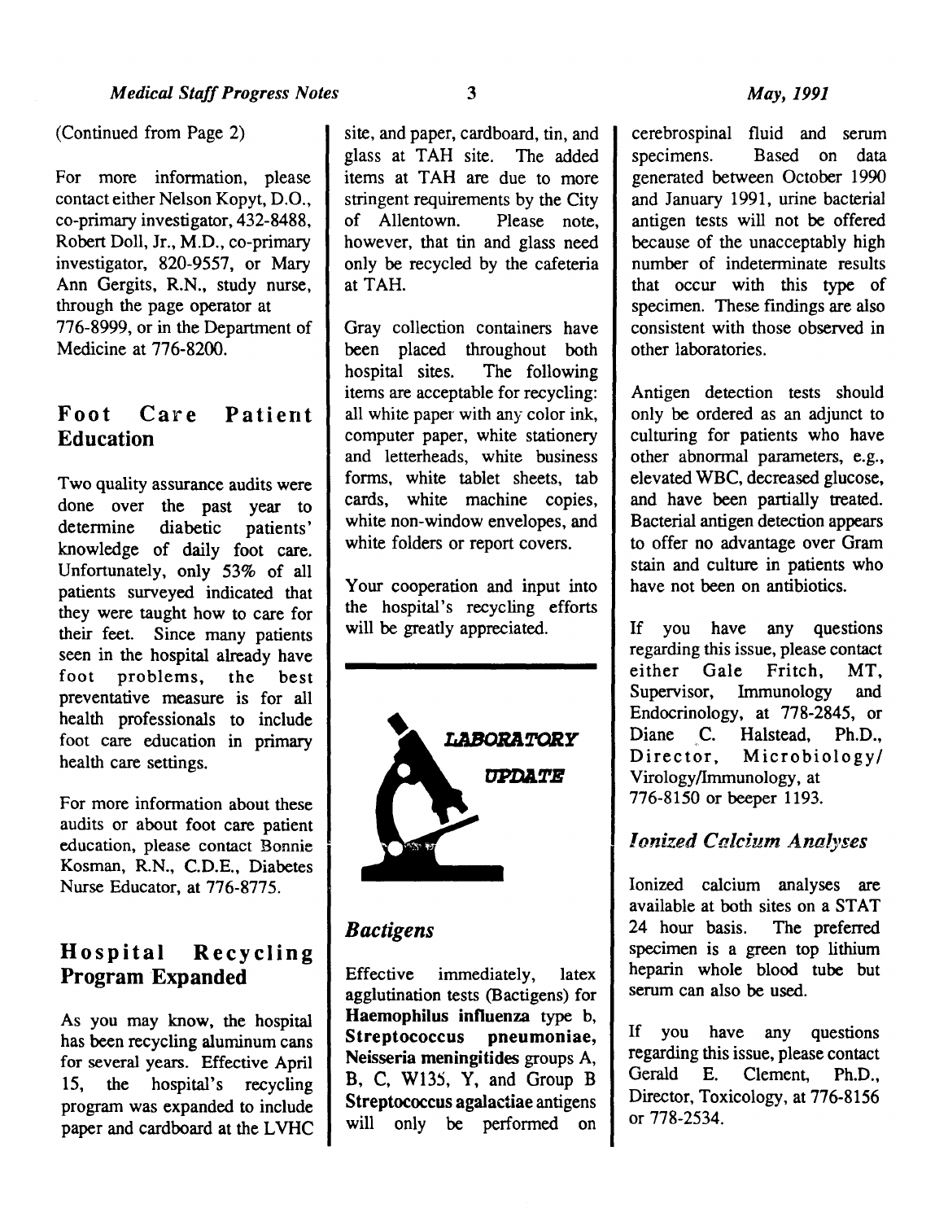(Continued from Page 2)

For more information, please contact either Nelson Kopyt, D.O., co-primary investigator, 432-8488, Robert Doll, Jr., M.D., co-primary investigator, 820-9557, or Mary Ann Gergits, R.N., study nurse, through the page operator at 776-8999, or in the Department of Medicine at 776-8200.

## Foot Care Patient Education

Two quality assurance audits were done over the past year to determine diabetic patients' knowledge of daily foot care. Unfortunately, only 53% of all patients surveyed indicated that they were taught how to care for their feet. Since many patients seen in the hospital already have foot problems, the best preventative measure is for all health professionals to include foot care education in primary health care settings.

For more information about these audits or about foot care patient education, please contact Bonnie Kosman, R.N., C.D.E., Diabetes Nurse Educator, at 776-8775.

## Hospital Recycling Program Expanded

As you may know, the hospital has been recycling aluminum cans for several years. Effective April 15, the hospital's recycling program was expanded to include paper and cardboard at the LVHC site, and paper, cardboard, tin, and glass at TAH site. The added items at TAH are due to more stringent requirements by the City of Allentown. Please note, however, that tin and glass need only be recycled by the cafeteria at TAH.

Gray collection containers have been placed throughout both hospital sites. The following items are acceptable for recycling: all white paper with any color ink, computer paper, white stationery and letterheads, white business forms, white tablet sheets, tab cards, white machine copies, white non-window envelopes, and white folders or report covers.

Your cooperation and input into the hospital's recycling efforts will be greatly appreciated.

## LABORATORY UPDATE

### *Bactigens*

Effective immediately, latex agglutination tests (Bactigens) for **Haemophilus influenza** type b, **Streptococcus pneumoniae, Neisseria meningitides** groups A, B, C, W135, Y, and Group B **Streptococcus agalactiae** antigens will only be performed on cerebrospinal fluid and serum specimens. Based on data generated between October 1990 and January 1991, urine bacterial antigen tests will not be offered because of the unacceptably high number of indeterminate results that occur with this type of specimen. These findings are also consistent with those observed in other laboratories.

Antigen detection tests should only be ordered as an adjunct to culturing for patients who have other abnormal parameters, e.g., elevated WBC, decreased glucose, and have been partially treated. Bacterial antigen detection appears to offer no advantage over Gram stain and culture in patients who have not been on antibiotics.

If you have any questions regarding this issue, please contact either Gale Fritch, MT, Supervisor, Immunology and Endocrinology, at 778-2845, or Diane C. Halstead, Ph.D., Director, Microbiology/Virology/Immunology, at 776-8150 or beeper 1193.

### *Ionized Calcium Analyses*

Ionized calcium analyses are available at both sites on a STAT 24 hour basis. The preferred specimen is a green top lithium heparin whole blood tube but serum can also be used.

If you have any questions regarding this issue, please contact Gerald E. Clement, Ph.D., Director, Toxicology, at 776-8156 or 778-2534.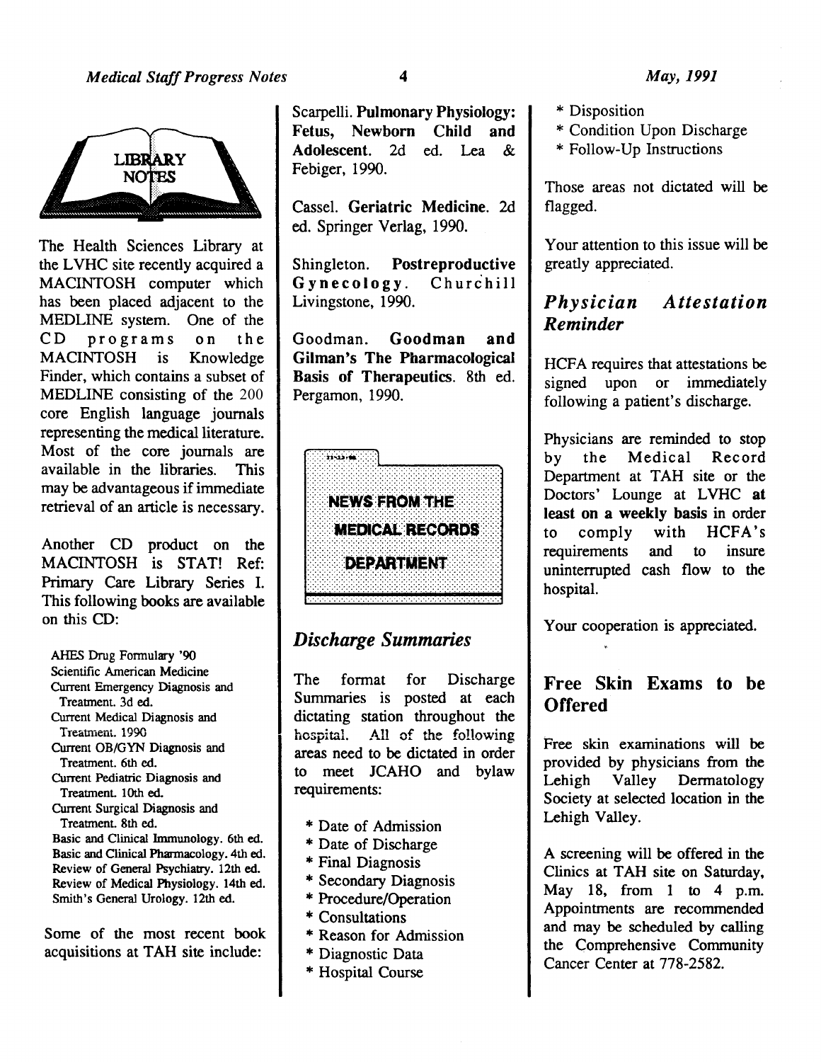## LIBRARY NOTES

The Health Sciences Library at the LVHC site recently acquired a MACINTOSH computer which has been placed adjacent to the MEDLINE system. One of the CD programs on the MACINTOSH is Knowledge Finder, which contains a subset of MEDLINE consisting of the 200 core English language journals representing the medical literature. Most of the core journals are available in the libraries. This may be advantageous if immediate retrieval of an article is necessary.

Another CD product on the MACINTOSH is STAT! Ref: Primary Care Library Series I. This following books are available on this CD:

- AHES Drug Formulary '90
- Scientific American Medicine
- Current Emergency Diagnosis and Treatment. 3d ed.
- Current Medical Diagnosis and Treatment. 1990
- Current OB/GYN Diagnosis and Treatment. 6th ed.
- Current Pediatric Diagnosis and Treatment. 10th ed.
- Current Surgical Diagnosis and Treatment. 8th ed.
- Basic and Clinical Immunology. 6th ed.
- Basic and Clinical Pharmacology. 4th ed.
- Review of General Psychiatry. 12th ed.
- Review of Medical Physiology. 14th ed.
- Smith's General Urology. 12th ed.

Some of the most recent book acquisitions at TAH site include:

Scarpelli. **Pulmonary Physiology: Fetus, Newborn Child and Adolescent.** 2d ed. Lea & Febiger, 1990.

Cassel. **Geriatric Medicine.** 2d ed. Springer Verlag, 1990.

Shingleton. **Postreproductive Gynecology.** Churchill Livingstone, 1990.

Goodman. **Goodman and Gilman's The Pharmacological Basis of Therapeutics.** 8th ed. Pergamon, 1990.

## NEWS FROM THE MEDICAL RECORDS DEPARTMENT

### *Discharge Summaries*

The format for Discharge Summaries is posted at each dictating station throughout the hospital. All of the following areas need to be dictated in order to meet JCAHO and bylaw requirements:

* Date of Admission
* Date of Discharge
* Final Diagnosis
* Secondary Diagnosis
* Procedure/Operation
* Consultations
* Reason for Admission
* Diagnostic Data
* Hospital Course
* Disposition
* Condition Upon Discharge
* Follow-Up Instructions

Those areas not dictated will be flagged.

Your attention to this issue will be greatly appreciated.

### *Physician Attestation Reminder*

HCFA requires that attestations be signed upon or immediately following a patient's discharge.

Physicians are reminded to stop by the Medical Record Department at TAH site or the Doctors' Lounge at LVHC **at least on a weekly basis** in order to comply with HCFA's requirements and to insure uninterrupted cash flow to the hospital.

Your cooperation is appreciated.

## Free Skin Exams to be Offered

Free skin examinations will be provided by physicians from the Lehigh Valley Dermatology Society at selected location in the Lehigh Valley.

A screening will be offered in the Clinics at TAH site on Saturday, May 18, from 1 to 4 p.m. Appointments are recommended and may be scheduled by calling the Comprehensive Community Cancer Center at 778-2582.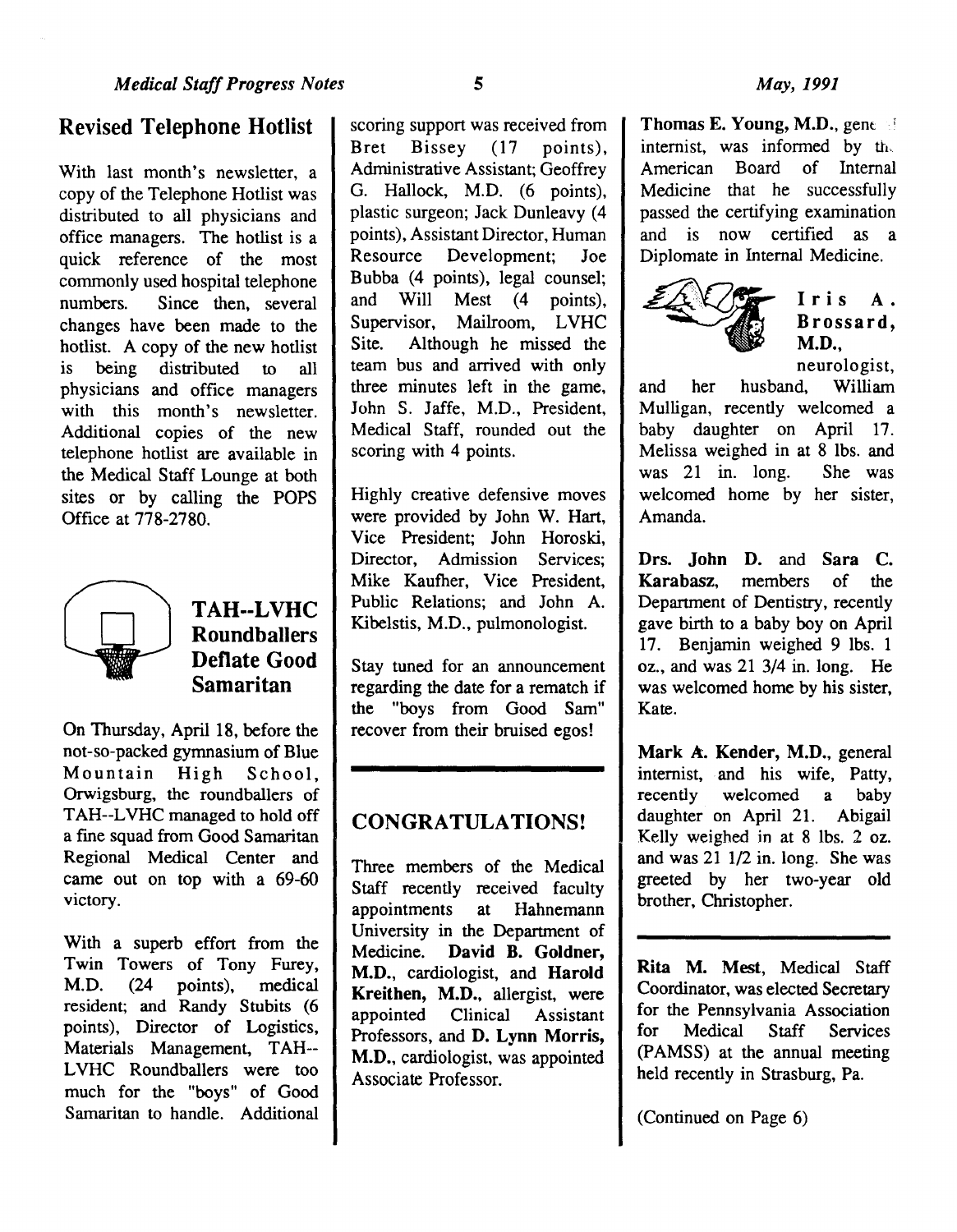## Revised Telephone Hotlist

With last month's newsletter, a copy of the Telephone Hotlist was distributed to all physicians and office managers. The hotlist is a quick reference of the most commonly used hospital telephone numbers. Since then, several changes have been made to the hotlist. A copy of the new hotlist is being distributed to all physicians and office managers with this month's newsletter. Additional copies of the new telephone hotlist are available in the Medical Staff Lounge at both sites or by calling the POPS Office at 778-2780.

## TAH--LVHC Roundballers Deflate Good Samaritan

On Thursday, April 18, before the not-so-packed gymnasium of Blue Mountain High School, Orwigsburg, the roundballers of TAH--LVHC managed to hold off a fine squad from Good Samaritan Regional Medical Center and came out on top with a 69-60 victory.

With a superb effort from the Twin Towers of Tony Furey, M.D. (24 points), medical resident; and Randy Stubits (6 points), Director of Logistics, Materials Management, TAH--LVHC Roundballers were too much for the "boys" of Good Samaritan to handle. Additional scoring support was received from Bret Bissey (17 points), Administrative Assistant; Geoffrey G. Hallock, M.D. (6 points), plastic surgeon; Jack Dunleavy (4 points), Assistant Director, Human Resource Development; Joe Bubba (4 points), legal counsel; and Will Mest (4 points), Supervisor, Mailroom, LVHC Site. Although he missed the team bus and arrived with only three minutes left in the game, John S. Jaffe, M.D., President, Medical Staff, rounded out the scoring with 4 points.

Highly creative defensive moves were provided by John W. Hart, Vice President; John Horoski, Director, Admission Services; Mike Kaufher, Vice President, Public Relations; and John A. Kibelstis, M.D., pulmonologist.

Stay tuned for an announcement regarding the date for a rematch if the "boys from Good Sam" recover from their bruised egos!

## CONGRATULATIONS!

Three members of the Medical Staff recently received faculty appointments at Hahnemann University in the Department of Medicine. **David B. Goldner, M.D.**, cardiologist, and **Harold Kreithen, M.D.**, allergist, were appointed Clinical Assistant Professors, and **D. Lynn Morris, M.D.**, cardiologist, was appointed Associate Professor.

**Thomas E. Young, M.D.**, general internist, was informed by the American Board of Internal Medicine that he successfully passed the certifying examination and is now certified as a Diplomate in Internal Medicine.

**Iris A. Brossard, M.D.**, neurologist, and her husband, William Mulligan, recently welcomed a baby daughter on April 17. Melissa weighed in at 8 lbs. and was 21 in. long. She was welcomed home by her sister, Amanda.

**Drs. John D.** and **Sara C. Karabasz**, members of the Department of Dentistry, recently gave birth to a baby boy on April 17. Benjamin weighed 9 lbs. 1 oz., and was 21 3/4 in. long. He was welcomed home by his sister, Kate.

**Mark A. Kender, M.D.**, general internist, and his wife, Patty, recently welcomed a baby daughter on April 21. Abigail Kelly weighed in at 8 lbs. 2 oz. and was 21 1/2 in. long. She was greeted by her two-year old brother, Christopher.

---

**Rita M. Mest**, Medical Staff Coordinator, was elected Secretary for the Pennsylvania Association for Medical Staff Services (PAMSS) at the annual meeting held recently in Strasburg, Pa.

(Continued on Page 6)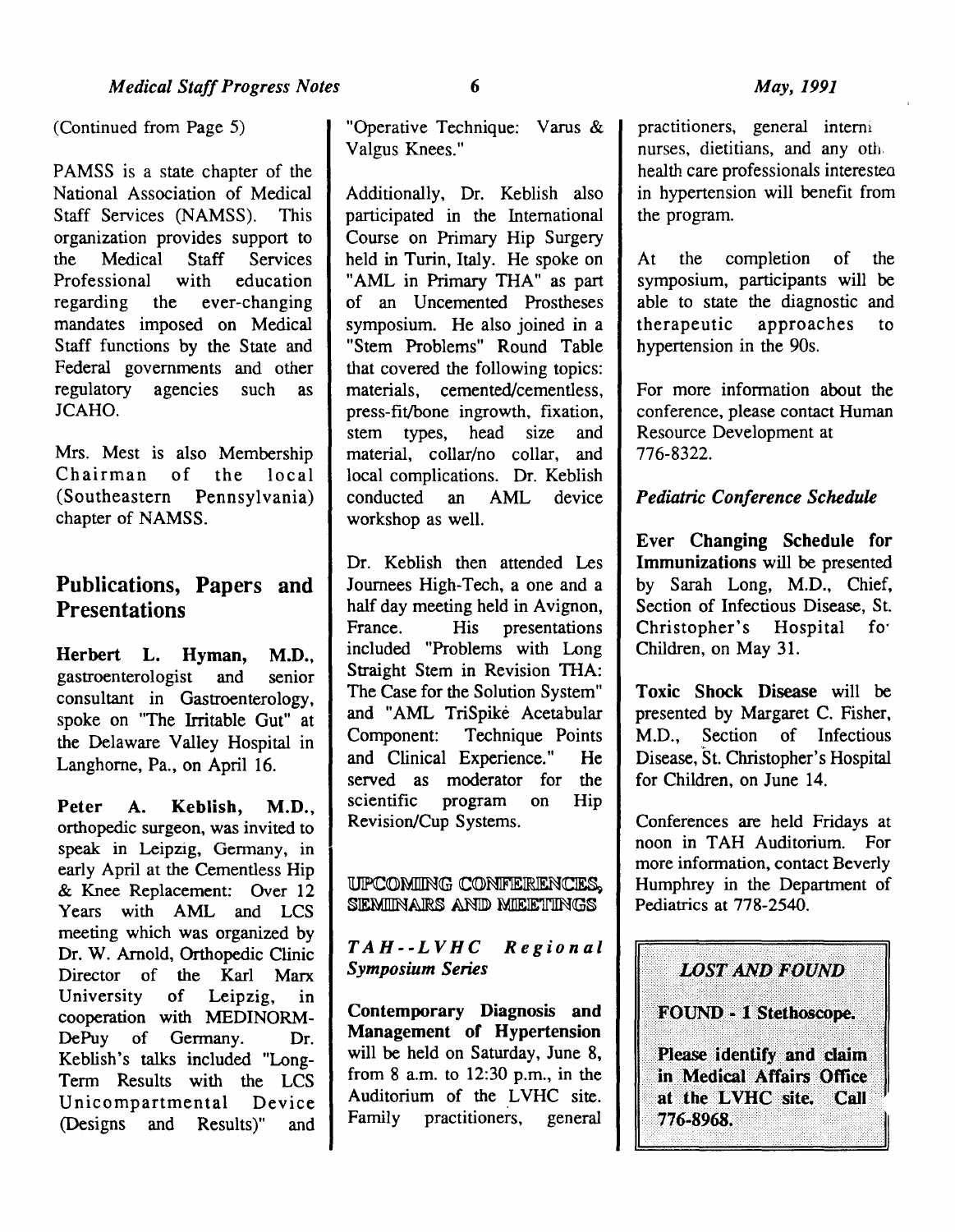(Continued from Page 5)

PAMSS is a state chapter of the National Association of Medical Staff Services (NAMSS). This organization provides support to the Medical Staff Services Professional with education regarding the ever-changing mandates imposed on Medical Staff functions by the State and Federal governments and other regulatory agencies such as JCAHO.

Mrs. Mest is also Membership Chairman of the local (Southeastern Pennsylvania) chapter of NAMSS.

## Publications, Papers and Presentations

**Herbert L. Hyman, M.D.**, gastroenterologist and senior consultant in Gastroenterology, spoke on "The Irritable Gut" at the Delaware Valley Hospital in Langhorne, Pa., on April 16.

**Peter A. Keblish, M.D.**, orthopedic surgeon, was invited to speak in Leipzig, Germany, in early April at the Cementless Hip & Knee Replacement: Over 12 Years with AML and LCS meeting which was organized by Dr. W. Arnold, Orthopedic Clinic Director of the Karl Marx University of Leipzig, in cooperation with MEDINORM-DePuy of Germany. Dr. Keblish's talks included "Long-Term Results with the LCS Unicompartmental Device (Designs and Results)" and "Operative Technique: Varus & Valgus Knees."

Additionally, Dr. Keblish also participated in the International Course on Primary Hip Surgery held in Turin, Italy. He spoke on "AML in Primary THA" as part of an Uncemented Prostheses symposium. He also joined in a "Stem Problems" Round Table that covered the following topics: materials, cemented/cementless, press-fit/bone ingrowth, fixation, stem types, head size and material, collar/no collar, and local complications. Dr. Keblish conducted an AML device workshop as well.

Dr. Keblish then attended Les Journees High-Tech, a one and a half day meeting held in Avignon, France. His presentations included "Problems with Long Straight Stem in Revision THA: The Case for the Solution System" and "AML TriSpike Acetabular Component: Technique Points and Clinical Experience." He served as moderator for the scientific program on Hip Revision/Cup Systems.

## UPCOMING CONFERENCES, SEMINARS AND MEETINGS

*TAH--LVHC Regional Symposium Series*

**Contemporary Diagnosis and Management of Hypertension** will be held on Saturday, June 8, from 8 a.m. to 12:30 p.m., in the Auditorium of the LVHC site. Family practitioners, general practitioners, general interni nurses, dietitians, and any oth health care professionals interested in hypertension will benefit from the program.

At the completion of the symposium, participants will be able to state the diagnostic and therapeutic approaches to hypertension in the 90s.

For more information about the conference, please contact Human Resource Development at 776-8322.

*Pediatric Conference Schedule*

**Ever Changing Schedule for Immunizations** will be presented by Sarah Long, M.D., Chief, Section of Infectious Disease, St. Christopher's Hospital for Children, on May 31.

**Toxic Shock Disease** will be presented by Margaret C. Fisher, M.D., Section of Infectious Disease, St. Christopher's Hospital for Children, on June 14.

Conferences are held Fridays at noon in TAH Auditorium. For more information, contact Beverly Humphrey in the Department of Pediatrics at 778-2540.

*LOST AND FOUND*

**FOUND - 1 Stethoscope.**

**Please identify and claim in Medical Affairs Office at the LVHC site. Call 776-8968.**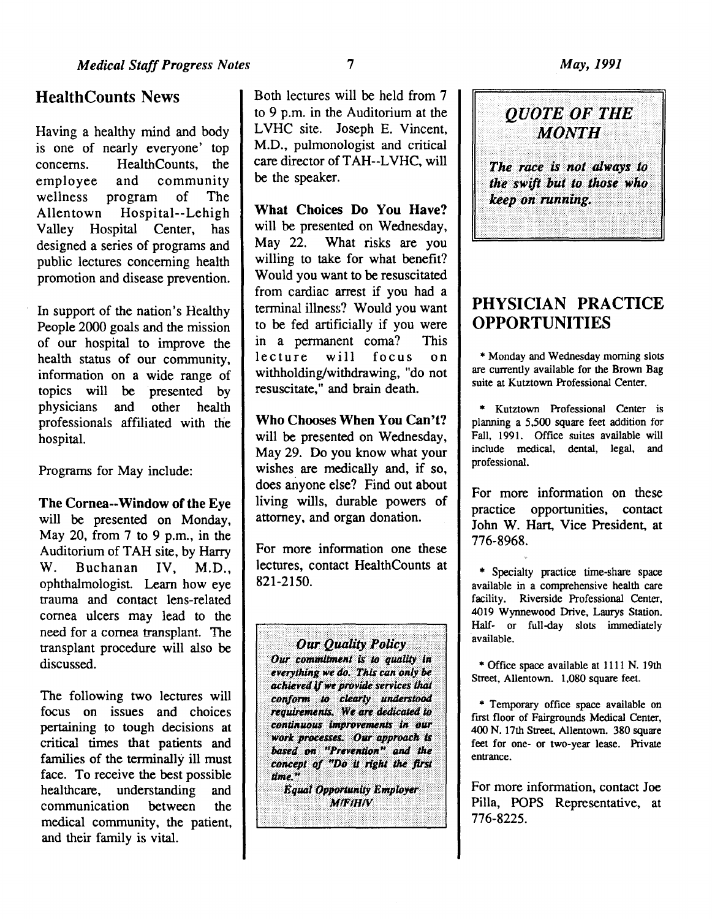## HealthCounts News

Having a healthy mind and body is one of nearly everyone' top concerns. HealthCounts, the employee and community wellness program of The Allentown Hospital--Lehigh Valley Hospital Center, has designed a series of programs and public lectures concerning health promotion and disease prevention.

In support of the nation's Healthy People 2000 goals and the mission of our hospital to improve the health status of our community, information on a wide range of topics will be presented by physicians and other health professionals affiliated with the hospital.

Programs for May include:

**The Cornea--Window of the Eye** will be presented on Monday, May 20, from 7 to 9 p.m., in the Auditorium of TAH site, by Harry W. Buchanan IV, M.D., ophthalmologist. Learn how eye trauma and contact lens-related cornea ulcers may lead to the need for a cornea transplant. The transplant procedure will also be discussed.

The following two lectures will focus on issues and choices pertaining to tough decisions at critical times that patients and families of the terminally ill must face. To receive the best possible healthcare, understanding and communication between the medical community, the patient, and their family is vital.

Both lectures will be held from 7 to 9 p.m. in the Auditorium at the LVHC site. Joseph E. Vincent, M.D., pulmonologist and critical care director of TAH--LVHC, will be the speaker.

**What Choices Do You Have?** will be presented on Wednesday, May 22. What risks are you willing to take for what benefit? Would you want to be resuscitated from cardiac arrest if you had a terminal illness? Would you want to be fed artificially if you were in a permanent coma? This lecture will focus on withholding/withdrawing, "do not resuscitate," and brain death.

**Who Chooses When You Can't?** will be presented on Wednesday, May 29. Do you know what your wishes are medically and, if so, does anyone else? Find out about living wills, durable powers of attorney, and organ donation.

For more information one these lectures, contact HealthCounts at 821-2150.

***Our Quality Policy***

***Our commitment is to quality in everything we do. This can only be achieved if we provide services that conform to clearly understood requirements. We are dedicated to continuous improvements in our work processes. Our approach is based on "Prevention" and the concept of "Do it right the first time."***

***Equal Opportunity Employer M/F/H/V***

## *QUOTE OF THE MONTH*

***The race is not always to the swift but to those who keep on running.***

## PHYSICIAN PRACTICE OPPORTUNITIES

* Monday and Wednesday morning slots are currently available for the Brown Bag suite at Kutztown Professional Center.

* Kutztown Professional Center is planning a 5,500 square feet addition for Fall, 1991. Office suites available will include medical, dental, legal, and professional.

For more information on these practice opportunities, contact John W. Hart, Vice President, at 776-8968.

* Specialty practice time-share space available in a comprehensive health care facility. Riverside Professional Center, 4019 Wynnewood Drive, Laurys Station. Half- or full-day slots immediately available.

* Office space available at 1111 N. 19th Street, Allentown. 1,080 square feet.

* Temporary office space available on first floor of Fairgrounds Medical Center, 400 N. 17th Street, Allentown. 380 square feet for one- or two-year lease. Private entrance.

For more information, contact Joe Pilla, POPS Representative, at 776-8225.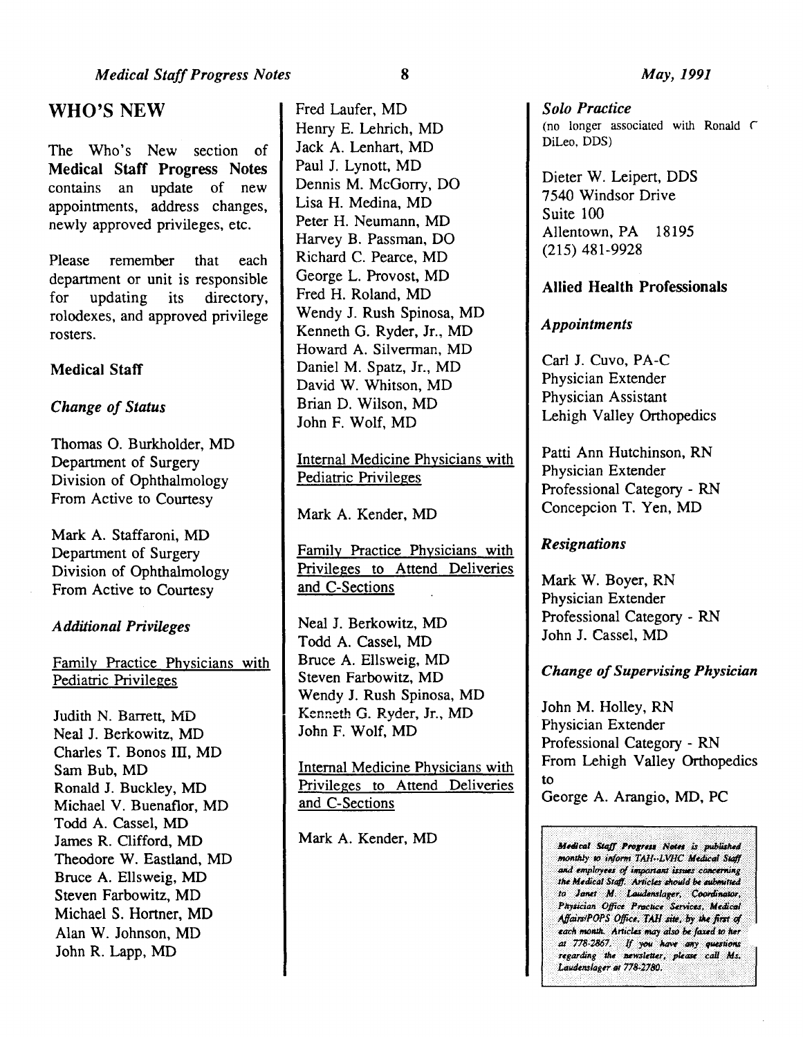## WHO'S NEW

The Who's New section of **Medical Staff Progress Notes** contains an update of new appointments, address changes, newly approved privileges, etc.

Please remember that each department or unit is responsible for updating its directory, rolodexes, and approved privilege rosters.

### Medical Staff

#### *Change of Status*

Thomas O. Burkholder, MD
Department of Surgery
Division of Ophthalmology
From Active to Courtesy

Mark A. Staffaroni, MD
Department of Surgery
Division of Ophthalmology
From Active to Courtesy

#### *Additional Privileges*

Family Practice Physicians with Pediatric Privileges

Judith N. Barrett, MD
Neal J. Berkowitz, MD
Charles T. Bonos III, MD
Sam Bub, MD
Ronald J. Buckley, MD
Michael V. Buenaflor, MD
Todd A. Cassel, MD
James R. Clifford, MD
Theodore W. Eastland, MD
Bruce A. Ellsweig, MD
Steven Farbowitz, MD
Michael S. Hortner, MD
Alan W. Johnson, MD
John R. Lapp, MD
Fred Laufer, MD
Henry E. Lehrich, MD
Jack A. Lenhart, MD
Paul J. Lynott, MD
Dennis M. McGorry, DO
Lisa H. Medina, MD
Peter H. Neumann, MD
Harvey B. Passman, DO
Richard C. Pearce, MD
George L. Provost, MD
Fred H. Roland, MD
Wendy J. Rush Spinosa, MD
Kenneth G. Ryder, Jr., MD
Howard A. Silverman, MD
Daniel M. Spatz, Jr., MD
David W. Whitson, MD
Brian D. Wilson, MD
John F. Wolf, MD

Internal Medicine Physicians with Pediatric Privileges

Mark A. Kender, MD

Family Practice Physicians with Privileges to Attend Deliveries and C-Sections

Neal J. Berkowitz, MD
Todd A. Cassel, MD
Bruce A. Ellsweig, MD
Steven Farbowitz, MD
Wendy J. Rush Spinosa, MD
Kenneth G. Ryder, Jr., MD
John F. Wolf, MD

Internal Medicine Physicians with Privileges to Attend Deliveries and C-Sections

Mark A. Kender, MD

#### *Solo Practice*

(no longer associated with Ronald C DiLeo, DDS)

Dieter W. Leipert, DDS
7540 Windsor Drive
Suite 100
Allentown, PA 18195
(215) 481-9928

### Allied Health Professionals

#### *Appointments*

Carl J. Cuvo, PA-C
Physician Extender
Physician Assistant
Lehigh Valley Orthopedics

Patti Ann Hutchinson, RN
Physician Extender
Professional Category - RN
Concepcion T. Yen, MD

#### *Resignations*

Mark W. Boyer, RN
Physician Extender
Professional Category - RN
John J. Cassel, MD

#### *Change of Supervising Physician*

John M. Holley, RN
Physician Extender
Professional Category - RN
From Lehigh Valley Orthopedics to
George A. Arangio, MD, PC

*Medical Staff Progress Notes is published monthly to inform TAH--LVHC Medical Staff and employees of important issues concerning the Medical Staff. Articles should be submitted to Janet M. Laudenslager, Coordinator, Physician Office Practice Services, Medical Affairs/POPS Office, TAH site, by the first of each month. Articles may also be faxed to her at 778-2867. If you have any questions regarding the newsletter, please call Ms. Laudenslager at 778-2780.*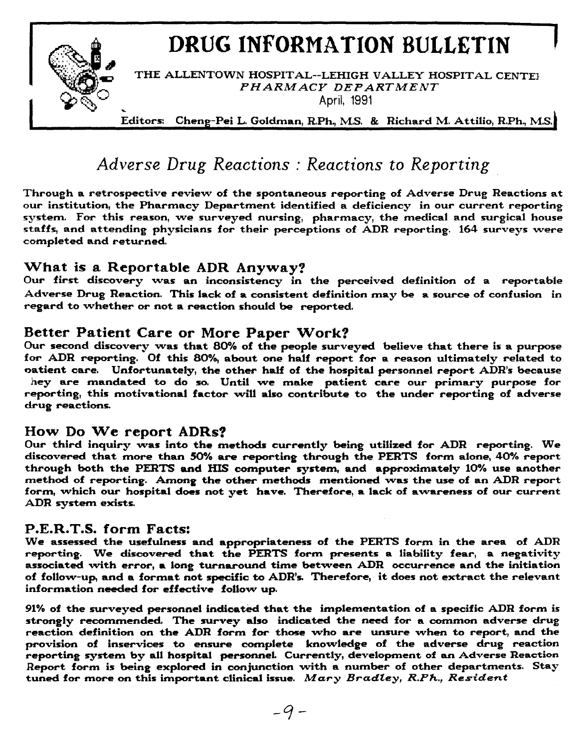# DRUG INFORMATION BULLETIN

THE ALLENTOWN HOSPITAL--LEHIGH VALLEY HOSPITAL CENTER
*PHARMACY DEPARTMENT*
April, 1991

Editors: Cheng-Pei L. Goldman, R.Ph., M.S. & Richard M. Attilio, R.Ph., M.S.

## *Adverse Drug Reactions : Reactions to Reporting*

**Through a retrospective review of the spontaneous reporting of Adverse Drug Reactions at our institution, the Pharmacy Department identified a deficiency in our current reporting system. For this reason, we surveyed nursing, pharmacy, the medical and surgical house staffs, and attending physicians for their perceptions of ADR reporting. 164 surveys were completed and returned.**

### What is a Reportable ADR Anyway?

**Our first discovery was an inconsistency in the perceived definition of a reportable Adverse Drug Reaction. This lack of a consistent definition may be a source of confusion in regard to whether or not a reaction should be reported.**

### Better Patient Care or More Paper Work?

**Our second discovery was that 80% of the people surveyed believe that there is a purpose for ADR reporting. Of this 80%, about one half report for a reason ultimately related to patient care. Unfortunately, the other half of the hospital personnel report ADR's because they are mandated to do so. Until we make patient care our primary purpose for reporting, this motivational factor will also contribute to the under reporting of adverse drug reactions.**

### How Do We report ADRs?

**Our third inquiry was into the methods currently being utilized for ADR reporting. We discovered that more than 50% are reporting through the PERTS form alone, 40% report through both the PERTS and HIS computer system, and approximately 10% use another method of reporting. Among the other methods mentioned was the use of an ADR report form, which our hospital does not yet have. Therefore, a lack of awareness of our current ADR system exists.**

### P.E.R.T.S. form Facts:

**We assessed the usefulness and appropriateness of the PERTS form in the area of ADR reporting. We discovered that the PERTS form presents a liability fear, a negativity associated with error, a long turnaround time between ADR occurrence and the initiation of follow-up, and a format not specific to ADR's. Therefore, it does not extract the relevant information needed for effective follow up.**

**91% of the surveyed personnel indicated that the implementation of a specific ADR form is strongly recommended. The survey also indicated the need for a common adverse drug reaction definition on the ADR form for those who are unsure when to report, and the provision of inservices to ensure complete knowledge of the adverse drug reaction reporting system by all hospital personnel. Currently, development of an Adverse Reaction Report form is being explored in conjunction with a number of other departments. Stay tuned for more on this important clinical issue.** ***Mary Bradley, R.Ph., Resident***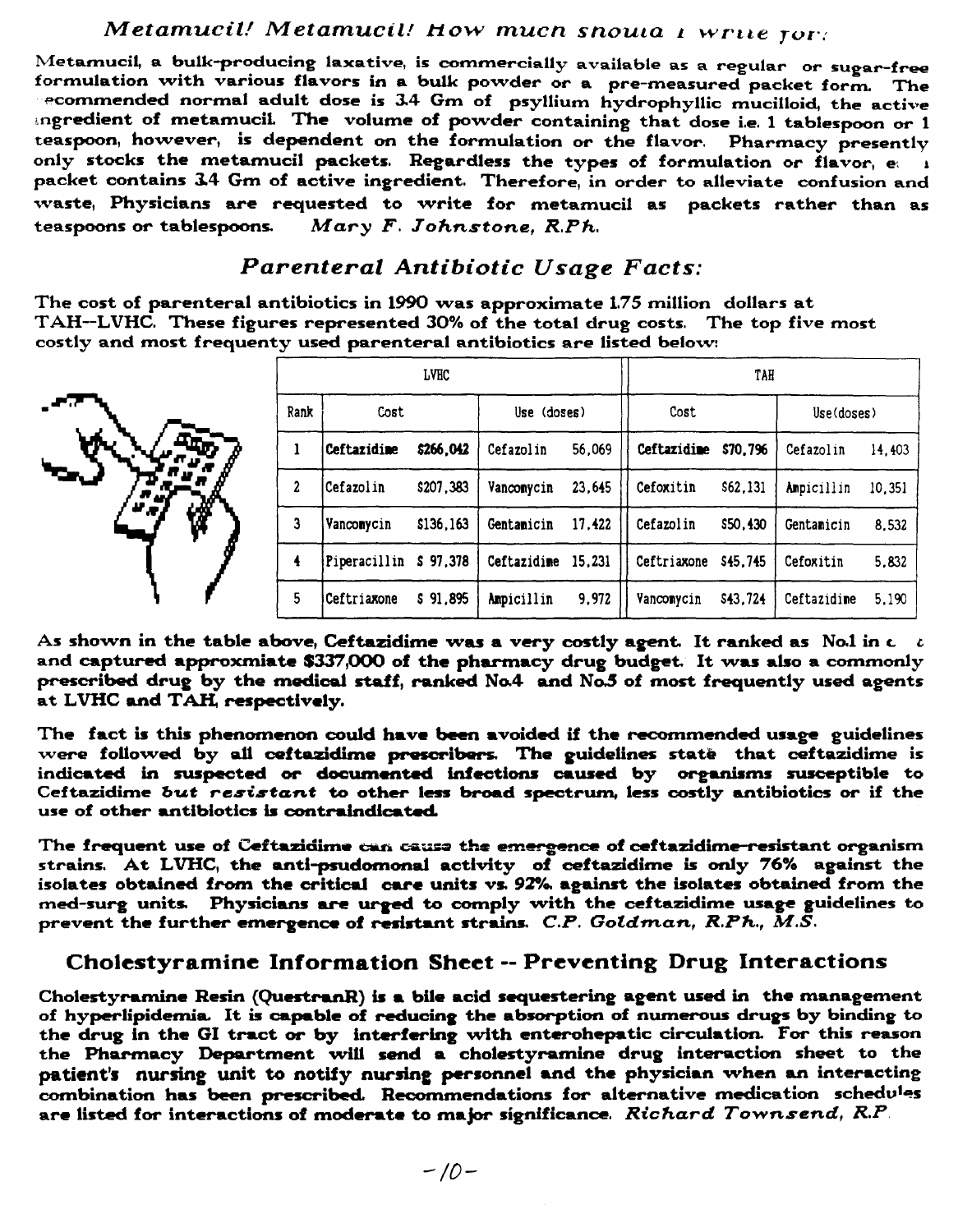## *Metamucil! Metamucil! How much should I write for?*

Metamucil, a bulk-producing laxative, is commercially available as a regular or sugar-free formulation with various flavors in a bulk powder or a pre-measured packet form. The recommended normal adult dose is 3.4 Gm of psyllium hydrophyllic mucilloid, the active ingredient of metamucil. The volume of powder containing that dose i.e. 1 tablespoon or 1 teaspoon, however, is dependent on the formulation or the flavor. Pharmacy presently only stocks the metamucil packets. Regardless the types of formulation or flavor, each packet contains 3.4 Gm of active ingredient. Therefore, in order to alleviate confusion and waste, Physicians are requested to write for metamucil as packets rather than as teaspoons or tablespoons. *Mary F. Johnstone, R.Ph.*

## *Parenteral Antibiotic Usage Facts:*

The cost of parenteral antibiotics in 1990 was approximate 1.75 million dollars at TAH--LVHC. These figures represented 30% of the total drug costs. The top five most costly and most frequenty used parenteral antibiotics are listed below:

| | LVHC | | | | TAH | | | |
|---|---|---|---|---|---|---|---|---|
| Rank | Cost | | Use (doses) | | Cost | | Use(doses) | |
| 1 | **Ceftazidime** | **$266,042** | Cefazolin | 56,069 | **Ceftazidime** | **$70,796** | Cefazolin | 14,403 |
| 2 | Cefazolin | $207,383 | Vancomycin | 23,645 | Cefoxitin | $62,131 | Ampicillin | 10,351 |
| 3 | Vancomycin | $136,163 | Gentamicin | 17,422 | Cefazolin | $50,430 | Gentamicin | 8,532 |
| 4 | Piperacillin | $ 97,378 | Ceftazidime | 15,231 | Ceftriaxone | $45,745 | Cefoxitin | 5,832 |
| 5 | Ceftriaxone | $ 91,895 | Ampicillin | 9,972 | Vancomycin | $43,724 | Ceftazidime | 5,190 |

**As shown in the table above, Ceftazidime was a very costly agent. It ranked as No.1 in cost and captured approxmiate $337,000 of the pharmacy drug budget. It was also a commonly prescribed drug by the medical staff, ranked No.4 and No.5 of most frequently used agents at LVHC and TAH, respectively.**

**The fact is this phenomenon could have been avoided if the recommended usage guidelines were followed by all ceftazidime prescribers. The guidelines state that ceftazidime is indicated in suspected or documented infections caused by organisms susceptible to Ceftazidime *but resistant* to other less broad spectrum, less costly antibiotics or if the use of other antibiotics is contraindicated.**

**The frequent use of Ceftazidime can cause the emergence of ceftazidime-resistant organism strains. At LVHC, the anti-psudomonal activity of ceftazidime is only 76% against the isolates obtained from the critical care units vs. 92% against the isolates obtained from the med-surg units. Physicians are urged to comply with the ceftazidime usage guidelines to prevent the further emergence of resistant strains.** *C.P. Goldman, R.Ph., M.S.*

## Cholestyramine Information Sheet -- Preventing Drug Interactions

**Cholestyramine Resin (QuestranR) is a bile acid sequestering agent used in the management of hyperlipidemia. It is capable of reducing the absorption of numerous drugs by binding to the drug in the GI tract or by interfering with enterohepatic circulation. For this reason the Pharmacy Department will send a cholestyramine drug interaction sheet to the patient's nursing unit to notify nursing personnel and the physician when an interacting combination has been prescribed. Recommendations for alternative medication schedules are listed for interactions of moderate to major significance.** *Richard Townsend, R.P.*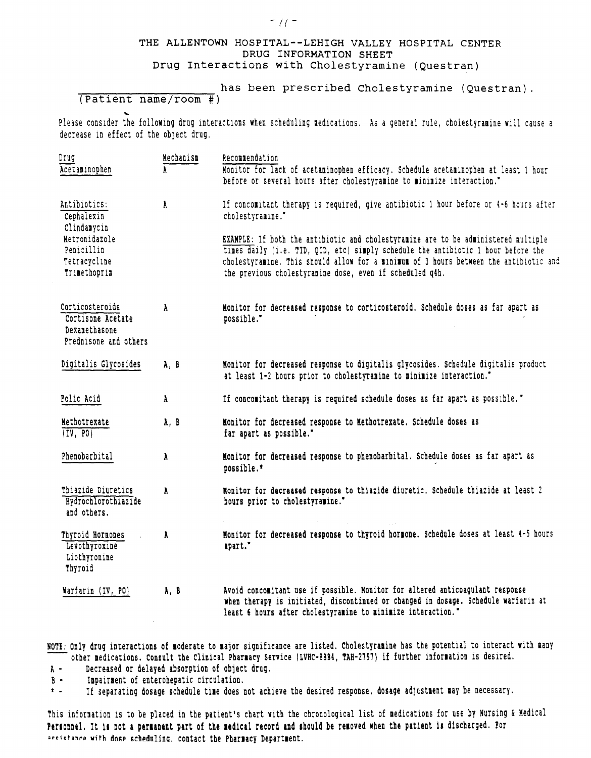# THE ALLENTOWN HOSPITAL--LEHIGH VALLEY HOSPITAL CENTER
## DRUG INFORMATION SHEET
### Drug Interactions with Cholestyramine (Questran)

\_\_\_\_\_\_\_\_\_\_\_\_\_\_\_\_\_\_\_\_ has been prescribed Cholestyramine (Questran).
(Patient name/room #)

Please consider the following drug interactions when scheduling medications. As a general rule, cholestyramine will cause a decrease in effect of the object drug.

| Drug | Mechanism | Recommendation |
|---|---|---|
| Acetaminophen | A | Monitor for lack of acetaminophen efficacy. Schedule acetaminophen at least 1 hour before or several hours after cholestyramine to minimize interaction.* |
| Antibiotics: Cephalexin, Clindamycin, Metronidazole, Penicillin, Tetracycline, Trimethoprim | A | If concomitant therapy is required, give antibiotic 1 hour before or 4-6 hours after cholestyramine.* <br> EXAMPLE: If both the antibiotic and cholestyramine are to be administered multiple times daily (i.e. TID, QID, etc) simply schedule the antibiotic 1 hour before the cholestyramine. This should allow for a minimum of 3 hours between the antibiotic and the previous cholestyramine dose, even if scheduled q4h. |
| Corticosteroids: Cortisone Acetate, Dexamethasone, Prednisone and others | A | Monitor for decreased response to corticosteroid. Schedule doses as far apart as possible.* |
| Digitalis Glycosides | A, B | Monitor for decreased response to digitalis glycosides. Schedule digitalis product at least 1-2 hours prior to cholestyramine to minimize interaction.* |
| Folic Acid | A | If concomitant therapy is required schedule doses as far apart as possible.* |
| Methotrexate (IV, PO) | A, B | Monitor for decreased response to Methotrexate. Schedule doses as far apart as possible.* |
| Phenobarbital | A | Monitor for decreased response to phenobarbital. Schedule doses as far apart as possible.* |
| Thiazide Diuretics: Hydrochlorothiazide and others. | A | Monitor for decreased response to thiazide diuretic. Schedule thiazide at least 2 hours prior to cholestyramine.* |
| Thyroid Hormones: Levothyroxine, Liothyronine, Thyroid | A | Monitor for decreased response to thyroid hormone. Schedule doses at least 4-5 hours apart.* |
| Warfarin (IV, PO) | A, B | Avoid concomitant use if possible. Monitor for altered anticoagulant response when therapy is initiated, discontinued or changed in dosage. Schedule warfarin at least 6 hours after cholestyramine to minimize interaction.* |

NOTE: Only drug interactions of moderate to major significance are listed. Cholestyramine has the potential to interact with many other medications. Consult the Clinical Pharmacy Service (LVHC-8884, TAH-2797) if further information is desired.

- A - Decreased or delayed absorption of object drug.
- B - Impairment of enterohepatic circulation.
- \* - If separating dosage schedule time does not achieve the desired response, dosage adjustment may be necessary.

This information is to be placed in the patient's chart with the chronological list of medications for use by Nursing & Medical Personnel. It is not a permanent part of the medical record and should be removed when the patient is discharged. For assistance with dose scheduling, contact the Pharmacy Department.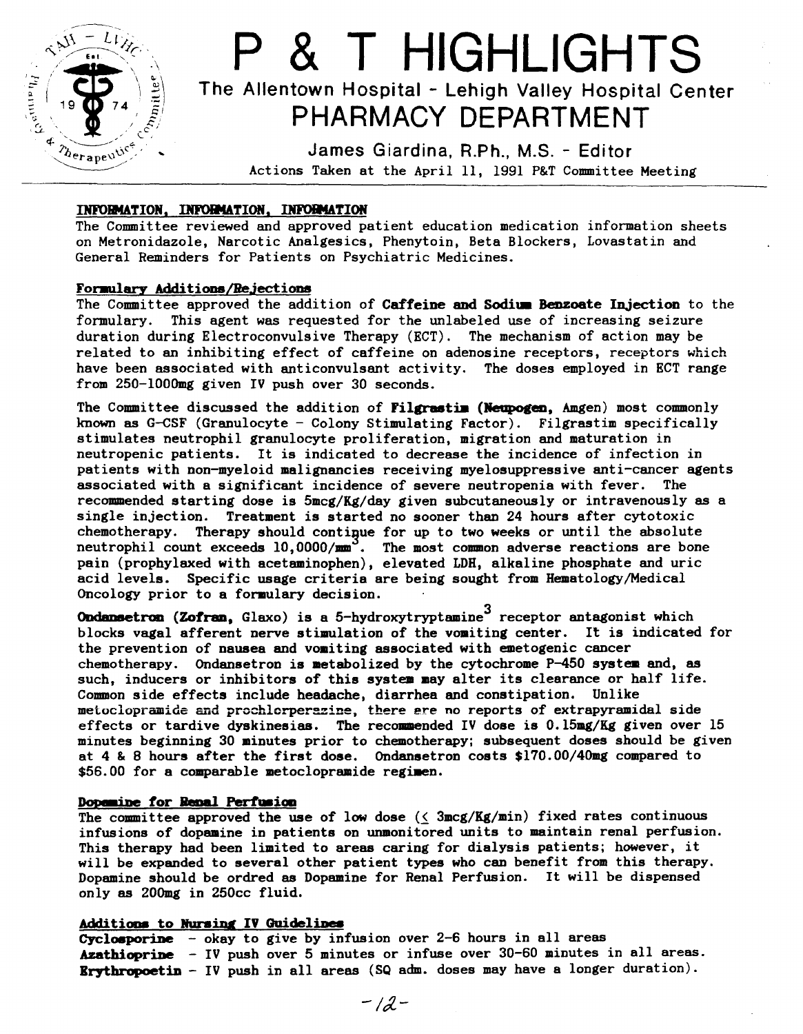# P & T HIGHLIGHTS

## The Allentown Hospital - Lehigh Valley Hospital Center

## PHARMACY DEPARTMENT

James Giardina, R.Ph., M.S. - Editor

Actions Taken at the April 11, 1991 P&T Committee Meeting

---

### INFORMATION, INFORMATION, INFORMATION

The Committee reviewed and approved patient education medication information sheets on Metronidazole, Narcotic Analgesics, Phenytoin, Beta Blockers, Lovastatin and General Reminders for Patients on Psychiatric Medicines.

### Formulary Additions/Rejections

The Committee approved the addition of **Caffeine and Sodium Benzoate Injection** to the formulary. This agent was requested for the unlabeled use of increasing seizure duration during Electroconvulsive Therapy (ECT). The mechanism of action may be related to an inhibiting effect of caffeine on adenosine receptors, receptors which have been associated with anticonvulsant activity. The doses employed in ECT range from 250-1000mg given IV push over 30 seconds.

The Committee discussed the addition of **Filgrastim (Neupogen,** Amgen) most commonly known as G-CSF (Granulocyte - Colony Stimulating Factor). Filgrastim specifically stimulates neutrophil granulocyte proliferation, migration and maturation in neutropenic patients. It is indicated to decrease the incidence of infection in patients with non-myeloid malignancies receiving myelosuppressive anti-cancer agents associated with a significant incidence of severe neutropenia with fever. The recommended starting dose is 5mcg/Kg/day given subcutaneously or intravenously as a single injection. Treatment is started no sooner than 24 hours after cytotoxic chemotherapy. Therapy should contique for up to two weeks or until the absolute neutrophil count exceeds 10,0000/$mm^3$. The most common adverse reactions are bone pain (prophylaxed with acetaminophen), elevated LDH, alkaline phosphate and uric acid levels. Specific usage criteria are being sought from Hematology/Medical Oncology prior to a formulary decision.

**Ondansetron (Zofran,** Glaxo) is a 5-hydroxytryptamine$^3$ receptor antagonist which blocks vagal afferent nerve stimulation of the vomiting center. It is indicated for the prevention of nausea and vomiting associated with emetogenic cancer chemotherapy. Ondansetron is metabolized by the cytochrome P-450 system and, as such, inducers or inhibitors of this system may alter its clearance or half life. Common side effects include headache, diarrhea and constipation. Unlike metoclopramide and prochlorperazine, there are no reports of extrapyramidal side effects or tardive dyskinesias. The recommended IV dose is 0.15mg/Kg given over 15 minutes beginning 30 minutes prior to chemotherapy; subsequent doses should be given at 4 & 8 hours after the first dose. Ondansetron costs $170.00/40mg compared to $56.00 for a comparable metoclopramide regimen.

### Dopamine for Renal Perfusion

The committee approved the use of low dose ($\leq$ 3mcg/Kg/min) fixed rates continuous infusions of dopamine in patients on unmonitored units to maintain renal perfusion. This therapy had been limited to areas caring for dialysis patients; however, it will be expanded to several other patient types who can benefit from this therapy. Dopamine should be ordred as Dopamine for Renal Perfusion. It will be dispensed only as 200mg in 250cc fluid.

### Additions to Nursing IV Guidelines

**Cyclosporine** - okay to give by infusion over 2-6 hours in all areas
**Azathioprine** - IV push over 5 minutes or infuse over 30-60 minutes in all areas.
**Erythropoetin** - IV push in all areas (SQ adm. doses may have a longer duration).